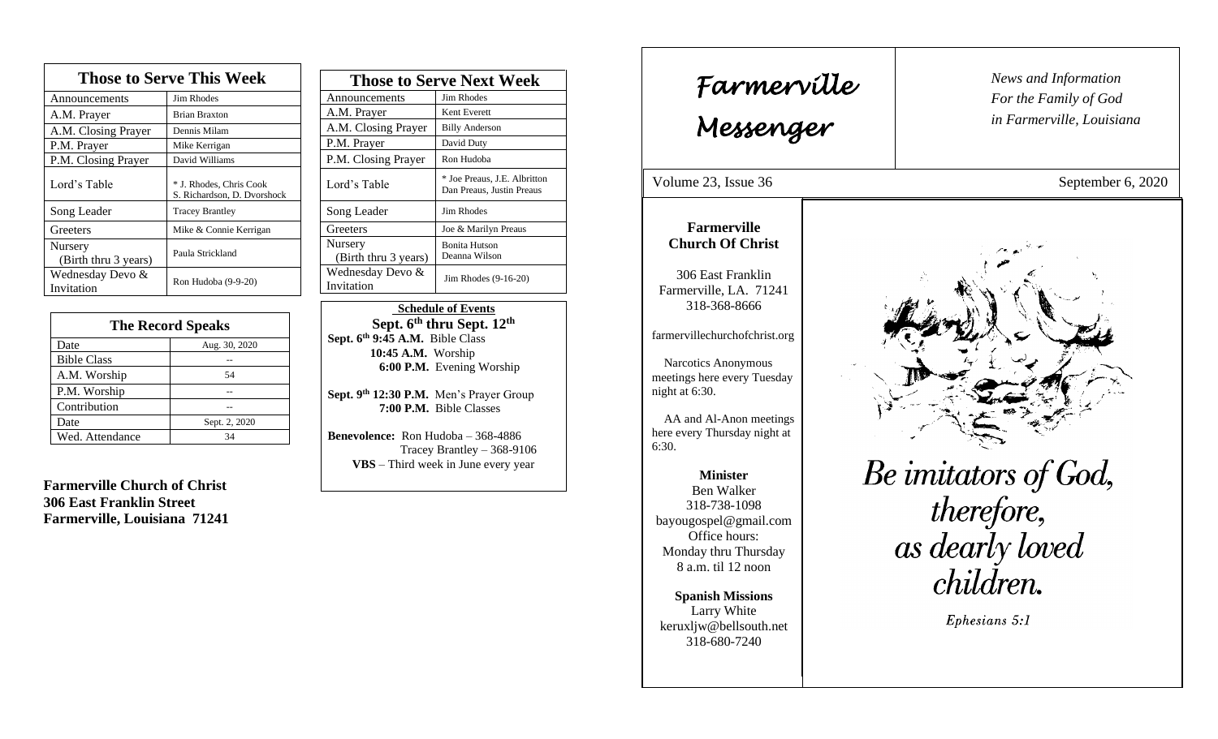# Farmerville Messenger

*News and Information For the Family of God in Farmerville, Louisiana*

Volume 23, Issue 36 — September 6, 2020

**Farmerville Church Of Christ**

306 East Franklin
Farmerville, LA. 71241
318-368-8666

farmervillechurchofchrist.org

Narcotics Anonymous meetings here every Tuesday night at 6:30.

AA and Al-Anon meetings here every Thursday night at 6:30.

**Minister**
Ben Walker
318-738-1098
bayougospel@gmail.com
Office hours:
Monday thru Thursday
8 a.m. til 12 noon

**Spanish Missions**
Larry White
keruxljw@bellsouth.net
318-680-7240

*Be imitators of God, therefore, as dearly loved children.*

*Ephesians 5:1*

| Those to Serve This Week | |
|---|---|
| Announcements | Jim Rhodes |
| A.M. Prayer | Brian Braxton |
| A.M. Closing Prayer | Dennis Milam |
| P.M. Prayer | Mike Kerrigan |
| P.M. Closing Prayer | David Williams |
| Lord's Table | * J. Rhodes, Chris Cook S. Richardson, D. Dvorshock |
| Song Leader | Tracey Brantley |
| Greeters | Mike & Connie Kerrigan |
| Nursery (Birth thru 3 years) | Paula Strickland |
| Wednesday Devo & Invitation | Ron Hudoba (9-9-20) |

| The Record Speaks | |
|---|---|
| Date | Aug. 30, 2020 |
| Bible Class | -- |
| A.M. Worship | 54 |
| P.M. Worship | -- |
| Contribution | -- |
| Date | Sept. 2, 2020 |
| Wed. Attendance | 34 |

**Farmerville Church of Christ**
**306 East Franklin Street**
**Farmerville, Louisiana 71241**

| Those to Serve Next Week | |
|---|---|
| Announcements | Jim Rhodes |
| A.M. Prayer | Kent Everett |
| A.M. Closing Prayer | Billy Anderson |
| P.M. Prayer | David Duty |
| P.M. Closing Prayer | Ron Hudoba |
| Lord's Table | * Joe Preaus, J.E. Albritton Dan Preaus, Justin Preaus |
| Song Leader | Jim Rhodes |
| Greeters | Joe & Marilyn Preaus |
| Nursery (Birth thru 3 years) | Bonita Hutson Deanna Wilson |
| Wednesday Devo & Invitation | Jim Rhodes (9-16-20) |

**Schedule of Events**
**Sept. 6th thru Sept. 12th**

**Sept. 6th 9:45 A.M.** Bible Class
**10:45 A.M.** Worship
**6:00 P.M.** Evening Worship

**Sept. 9th 12:30 P.M.** Men's Prayer Group
**7:00 P.M.** Bible Classes

**Benevolence:** Ron Hudoba – 368-4886
Tracey Brantley – 368-9106

**VBS** – Third week in June every year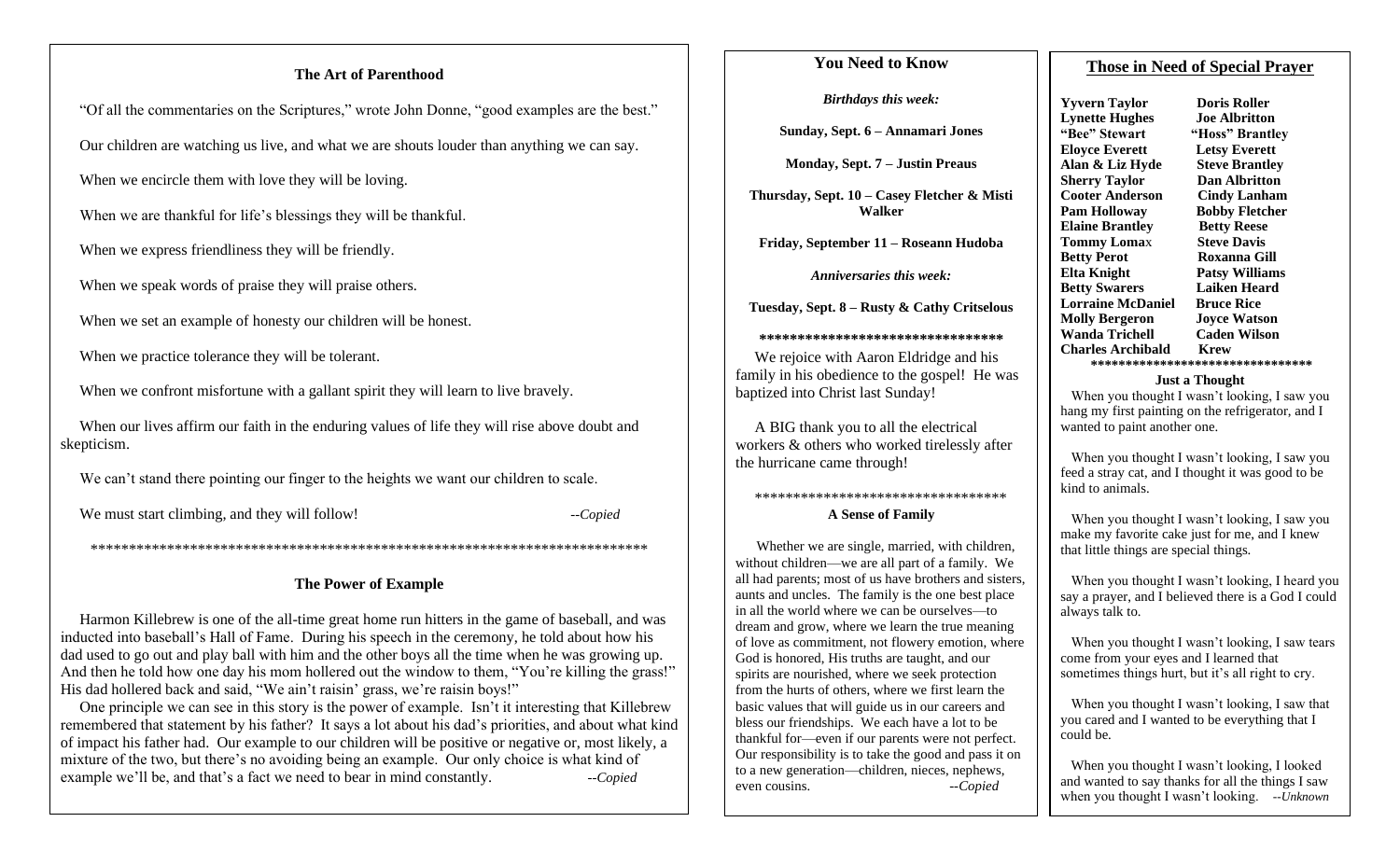## The Art of Parenthood

"Of all the commentaries on the Scriptures," wrote John Donne, "good examples are the best."

Our children are watching us live, and what we are shouts louder than anything we can say.

When we encircle them with love they will be loving.

When we are thankful for life's blessings they will be thankful.

When we express friendliness they will be friendly.

When we speak words of praise they will praise others.

When we set an example of honesty our children will be honest.

When we practice tolerance they will be tolerant.

When we confront misfortune with a gallant spirit they will learn to live bravely.

When our lives affirm our faith in the enduring values of life they will rise above doubt and skepticism.

We can't stand there pointing our finger to the heights we want our children to scale.

We must start climbing, and they will follow! *--Copied*

\*\*\*\*\*\*\*\*\*\*\*\*\*\*\*\*\*\*\*\*\*\*\*\*\*\*\*\*\*\*\*\*\*\*\*\*\*\*\*\*\*\*\*\*\*\*\*\*\*\*\*\*\*\*\*\*\*\*\*\*\*\*\*\*\*\*\*\*\*\*\*\*\*\*\*\*\*\*\*

## The Power of Example

Harmon Killebrew is one of the all-time great home run hitters in the game of baseball, and was inducted into baseball's Hall of Fame. During his speech in the ceremony, he told about how his dad used to go out and play ball with him and the other boys all the time when he was growing up. And then he told how one day his mom hollered out the window to them, "You're killing the grass!" His dad hollered back and said, "We ain't raisin' grass, we're raisin boys!"

One principle we can see in this story is the power of example. Isn't it interesting that Killebrew remembered that statement by his father? It says a lot about his dad's priorities, and about what kind of impact his father had. Our example to our children will be positive or negative or, most likely, a mixture of the two, but there's no avoiding being an example. Our only choice is what kind of example we'll be, and that's a fact we need to bear in mind constantly. *--Copied*

## You Need to Know

***Birthdays this week:***

**Sunday, Sept. 6 – Annamari Jones**

**Monday, Sept. 7 – Justin Preaus**

**Thursday, Sept. 10 – Casey Fletcher & Misti Walker**

**Friday, September 11 – Roseann Hudoba**

***Anniversaries this week:***

**Tuesday, Sept. 8 – Rusty & Cathy Critselous**

**\*\*\*\*\*\*\*\*\*\*\*\*\*\*\*\*\*\*\*\*\*\*\*\*\*\*\*\*\*\*\*\***

We rejoice with Aaron Eldridge and his family in his obedience to the gospel! He was baptized into Christ last Sunday!

A BIG thank you to all the electrical workers & others who worked tirelessly after the hurricane came through!

\*\*\*\*\*\*\*\*\*\*\*\*\*\*\*\*\*\*\*\*\*\*\*\*\*\*\*\*\*\*\*\*\*\*

### A Sense of Family

Whether we are single, married, with children, without children—we are all part of a family. We all had parents; most of us have brothers and sisters, aunts and uncles. The family is the one best place in all the world where we can be ourselves—to dream and grow, where we learn the true meaning of love as commitment, not flowery emotion, where God is honored, His truths are taught, and our spirits are nourished, where we seek protection from the hurts of others, where we first learn the basic values that will guide us in our careers and bless our friendships. We each have a lot to be thankful for—even if our parents were not perfect. Our responsibility is to take the good and pass it on to a new generation—children, nieces, nephews, even cousins. *--Copied*

## Those in Need of Special Prayer

| | |
|---|---|
| **Yyvern Taylor** | **Doris Roller** |
| **Lynette Hughes** | **Joe Albritton** |
| **"Bee" Stewart** | **"Hoss" Brantley** |
| **Eloyce Everett** | **Letsy Everett** |
| **Alan & Liz Hyde** | **Steve Brantley** |
| **Sherry Taylor** | **Dan Albritton** |
| **Cooter Anderson** | **Cindy Lanham** |
| **Pam Holloway** | **Bobby Fletcher** |
| **Elaine Brantley** | **Betty Reese** |
| **Tommy Lomax** | **Steve Davis** |
| **Betty Perot** | **Roxanna Gill** |
| **Elta Knight** | **Patsy Williams** |
| **Betty Swarers** | **Laiken Heard** |
| **Lorraine McDaniel** | **Bruce Rice** |
| **Molly Bergeron** | **Joyce Watson** |
| **Wanda Trichell** | **Caden Wilson** |
| **Charles Archibald** | **Krew** |

**\*\*\*\*\*\*\*\*\*\*\*\*\*\*\*\*\*\*\*\*\*\*\*\*\*\*\*\*\*\*\*\***

### Just a Thought

When you thought I wasn't looking, I saw you hang my first painting on the refrigerator, and I wanted to paint another one.

When you thought I wasn't looking, I saw you feed a stray cat, and I thought it was good to be kind to animals.

When you thought I wasn't looking, I saw you make my favorite cake just for me, and I knew that little things are special things.

When you thought I wasn't looking, I heard you say a prayer, and I believed there is a God I could always talk to.

When you thought I wasn't looking, I saw tears come from your eyes and I learned that sometimes things hurt, but it's all right to cry.

When you thought I wasn't looking, I saw that you cared and I wanted to be everything that I could be.

When you thought I wasn't looking, I looked and wanted to say thanks for all the things I saw when you thought I wasn't looking. *--Unknown*